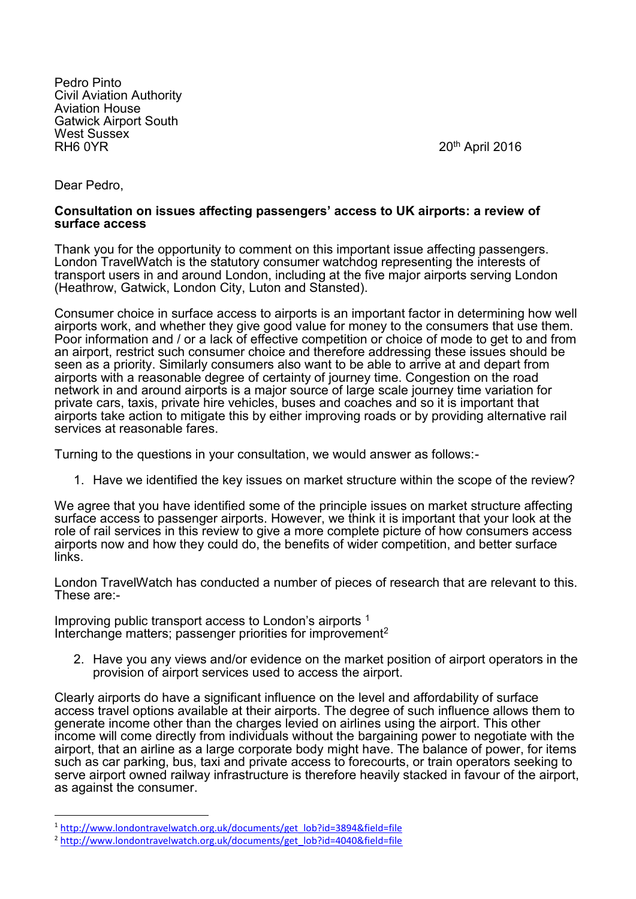Pedro Pinto
Civil Aviation Authority
Aviation House
Gatwick Airport South
West Sussex
RH6 0YR

20th April 2016

Dear Pedro,

**Consultation on issues affecting passengers' access to UK airports: a review of surface access**

Thank you for the opportunity to comment on this important issue affecting passengers. London TravelWatch is the statutory consumer watchdog representing the interests of transport users in and around London, including at the five major airports serving London (Heathrow, Gatwick, London City, Luton and Stansted).

Consumer choice in surface access to airports is an important factor in determining how well airports work, and whether they give good value for money to the consumers that use them. Poor information and / or a lack of effective competition or choice of mode to get to and from an airport, restrict such consumer choice and therefore addressing these issues should be seen as a priority. Similarly consumers also want to be able to arrive at and depart from airports with a reasonable degree of certainty of journey time. Congestion on the road network in and around airports is a major source of large scale journey time variation for private cars, taxis, private hire vehicles, buses and coaches and so it is important that airports take action to mitigate this by either improving roads or by providing alternative rail services at reasonable fares.

Turning to the questions in your consultation, we would answer as follows:-

1. Have we identified the key issues on market structure within the scope of the review?

We agree that you have identified some of the principle issues on market structure affecting surface access to passenger airports. However, we think it is important that your look at the role of rail services in this review to give a more complete picture of how consumers access airports now and how they could do, the benefits of wider competition, and better surface links.

London TravelWatch has conducted a number of pieces of research that are relevant to this. These are:-

Improving public transport access to London's airports [1]
Interchange matters; passenger priorities for improvement[2]

2. Have you any views and/or evidence on the market position of airport operators in the provision of airport services used to access the airport.

Clearly airports do have a significant influence on the level and affordability of surface access travel options available at their airports. The degree of such influence allows them to generate income other than the charges levied on airlines using the airport. This other income will come directly from individuals without the bargaining power to negotiate with the airport, that an airline as a large corporate body might have. The balance of power, for items such as car parking, bus, taxi and private access to forecourts, or train operators seeking to serve airport owned railway infrastructure is therefore heavily stacked in favour of the airport, as against the consumer.

---

[1] http://www.londontravelwatch.org.uk/documents/get_lob?id=3894&field=file
[2] http://www.londontravelwatch.org.uk/documents/get_lob?id=4040&field=file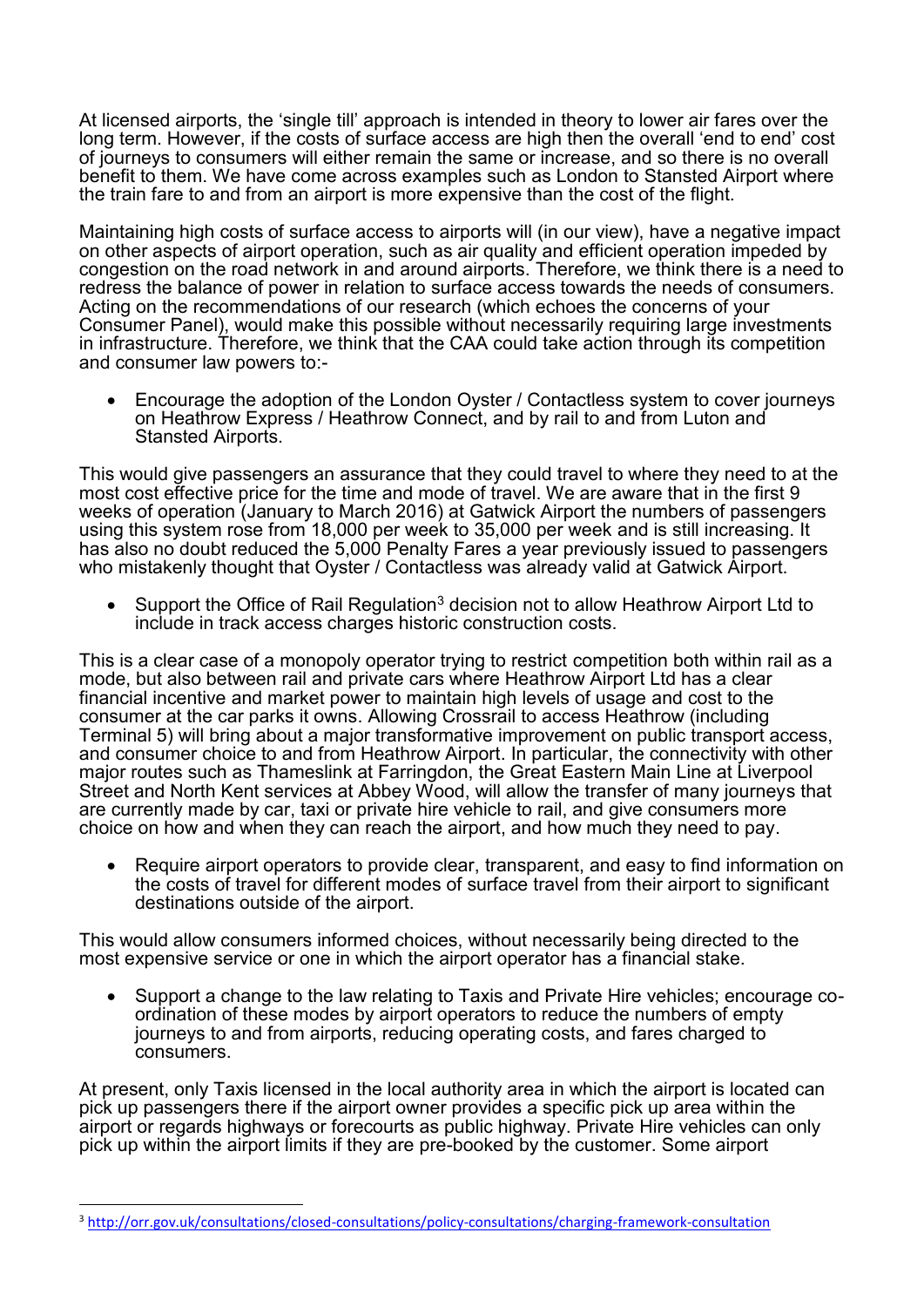At licensed airports, the 'single till' approach is intended in theory to lower air fares over the long term. However, if the costs of surface access are high then the overall 'end to end' cost of journeys to consumers will either remain the same or increase, and so there is no overall benefit to them. We have come across examples such as London to Stansted Airport where the train fare to and from an airport is more expensive than the cost of the flight.

Maintaining high costs of surface access to airports will (in our view), have a negative impact on other aspects of airport operation, such as air quality and efficient operation impeded by congestion on the road network in and around airports. Therefore, we think there is a need to redress the balance of power in relation to surface access towards the needs of consumers. Acting on the recommendations of our research (which echoes the concerns of your Consumer Panel), would make this possible without necessarily requiring large investments in infrastructure. Therefore, we think that the CAA could take action through its competition and consumer law powers to:-

- Encourage the adoption of the London Oyster / Contactless system to cover journeys on Heathrow Express / Heathrow Connect, and by rail to and from Luton and Stansted Airports.

This would give passengers an assurance that they could travel to where they need to at the most cost effective price for the time and mode of travel. We are aware that in the first 9 weeks of operation (January to March 2016) at Gatwick Airport the numbers of passengers using this system rose from 18,000 per week to 35,000 per week and is still increasing. It has also no doubt reduced the 5,000 Penalty Fares a year previously issued to passengers who mistakenly thought that Oyster / Contactless was already valid at Gatwick Airport.

- Support the Office of Rail Regulation[3] decision not to allow Heathrow Airport Ltd to include in track access charges historic construction costs.

This is a clear case of a monopoly operator trying to restrict competition both within rail as a mode, but also between rail and private cars where Heathrow Airport Ltd has a clear financial incentive and market power to maintain high levels of usage and cost to the consumer at the car parks it owns. Allowing Crossrail to access Heathrow (including Terminal 5) will bring about a major transformative improvement on public transport access, and consumer choice to and from Heathrow Airport. In particular, the connectivity with other major routes such as Thameslink at Farringdon, the Great Eastern Main Line at Liverpool Street and North Kent services at Abbey Wood, will allow the transfer of many journeys that are currently made by car, taxi or private hire vehicle to rail, and give consumers more choice on how and when they can reach the airport, and how much they need to pay.

- Require airport operators to provide clear, transparent, and easy to find information on the costs of travel for different modes of surface travel from their airport to significant destinations outside of the airport.

This would allow consumers informed choices, without necessarily being directed to the most expensive service or one in which the airport operator has a financial stake.

- Support a change to the law relating to Taxis and Private Hire vehicles; encourage co-ordination of these modes by airport operators to reduce the numbers of empty journeys to and from airports, reducing operating costs, and fares charged to consumers.

At present, only Taxis licensed in the local authority area in which the airport is located can pick up passengers there if the airport owner provides a specific pick up area within the airport or regards highways or forecourts as public highway. Private Hire vehicles can only pick up within the airport limits if they are pre-booked by the customer. Some airport

---

[3] http://orr.gov.uk/consultations/closed-consultations/policy-consultations/charging-framework-consultation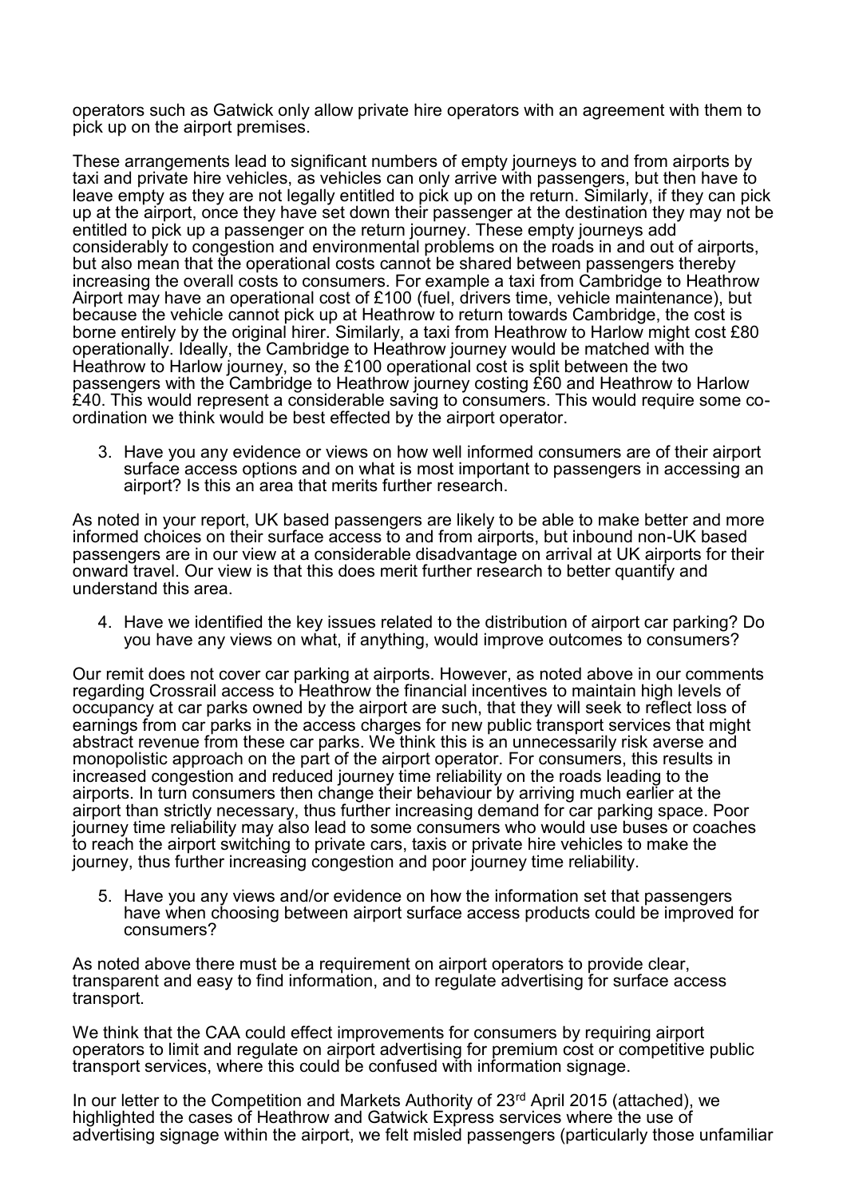operators such as Gatwick only allow private hire operators with an agreement with them to pick up on the airport premises.

These arrangements lead to significant numbers of empty journeys to and from airports by taxi and private hire vehicles, as vehicles can only arrive with passengers, but then have to leave empty as they are not legally entitled to pick up on the return. Similarly, if they can pick up at the airport, once they have set down their passenger at the destination they may not be entitled to pick up a passenger on the return journey. These empty journeys add considerably to congestion and environmental problems on the roads in and out of airports, but also mean that the operational costs cannot be shared between passengers thereby increasing the overall costs to consumers. For example a taxi from Cambridge to Heathrow Airport may have an operational cost of £100 (fuel, drivers time, vehicle maintenance), but because the vehicle cannot pick up at Heathrow to return towards Cambridge, the cost is borne entirely by the original hirer. Similarly, a taxi from Heathrow to Harlow might cost £80 operationally. Ideally, the Cambridge to Heathrow journey would be matched with the Heathrow to Harlow journey, so the £100 operational cost is split between the two passengers with the Cambridge to Heathrow journey costing £60 and Heathrow to Harlow £40. This would represent a considerable saving to consumers. This would require some co-ordination we think would be best effected by the airport operator.

3. Have you any evidence or views on how well informed consumers are of their airport surface access options and on what is most important to passengers in accessing an airport? Is this an area that merits further research.

As noted in your report, UK based passengers are likely to be able to make better and more informed choices on their surface access to and from airports, but inbound non-UK based passengers are in our view at a considerable disadvantage on arrival at UK airports for their onward travel. Our view is that this does merit further research to better quantify and understand this area.

4. Have we identified the key issues related to the distribution of airport car parking? Do you have any views on what, if anything, would improve outcomes to consumers?

Our remit does not cover car parking at airports. However, as noted above in our comments regarding Crossrail access to Heathrow the financial incentives to maintain high levels of occupancy at car parks owned by the airport are such, that they will seek to reflect loss of earnings from car parks in the access charges for new public transport services that might abstract revenue from these car parks. We think this is an unnecessarily risk averse and monopolistic approach on the part of the airport operator. For consumers, this results in increased congestion and reduced journey time reliability on the roads leading to the airports. In turn consumers then change their behaviour by arriving much earlier at the airport than strictly necessary, thus further increasing demand for car parking space. Poor journey time reliability may also lead to some consumers who would use buses or coaches to reach the airport switching to private cars, taxis or private hire vehicles to make the journey, thus further increasing congestion and poor journey time reliability.

5. Have you any views and/or evidence on how the information set that passengers have when choosing between airport surface access products could be improved for consumers?

As noted above there must be a requirement on airport operators to provide clear, transparent and easy to find information, and to regulate advertising for surface access transport.

We think that the CAA could effect improvements for consumers by requiring airport operators to limit and regulate on airport advertising for premium cost or competitive public transport services, where this could be confused with information signage.

In our letter to the Competition and Markets Authority of 23rd April 2015 (attached), we highlighted the cases of Heathrow and Gatwick Express services where the use of advertising signage within the airport, we felt misled passengers (particularly those unfamiliar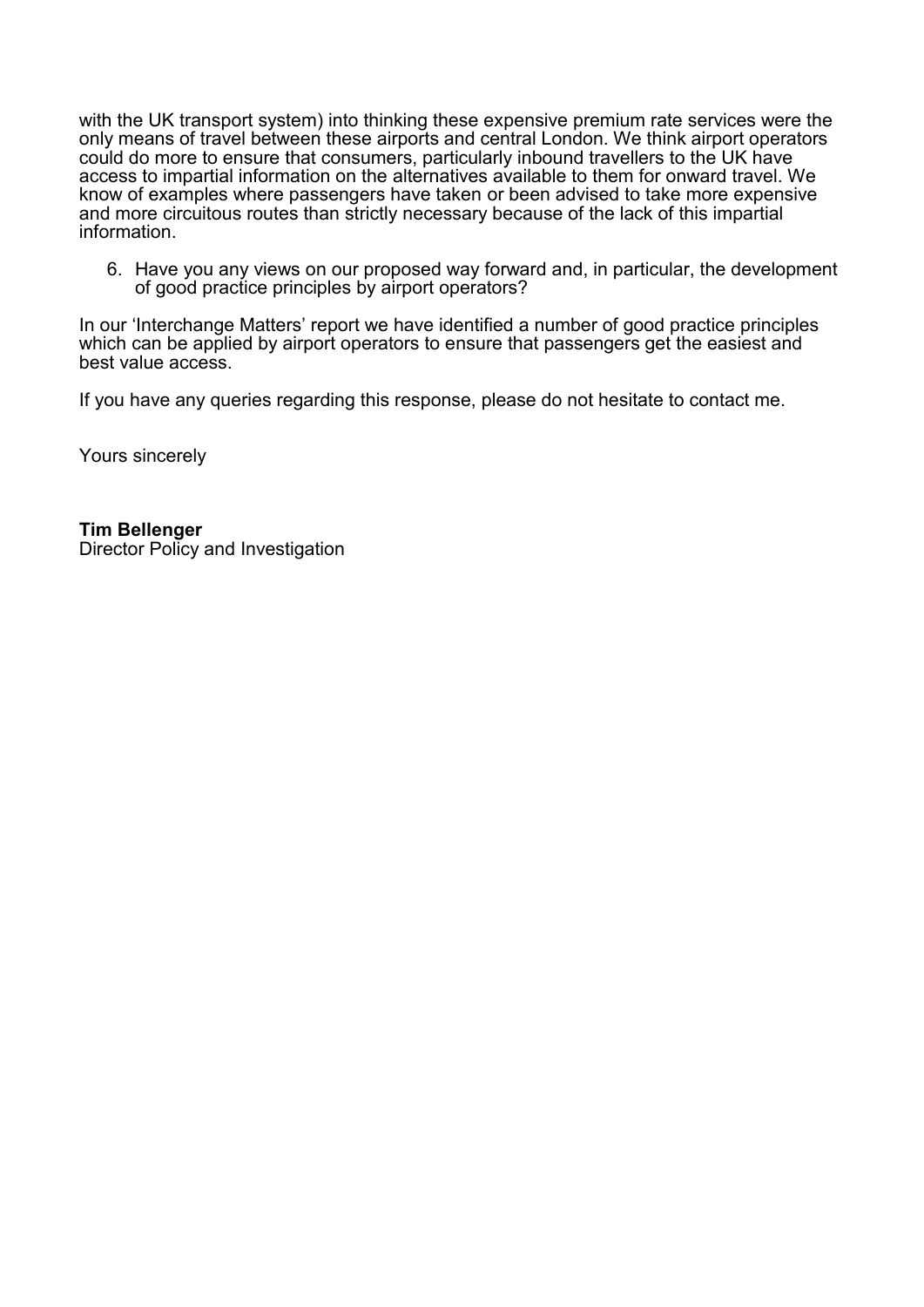with the UK transport system) into thinking these expensive premium rate services were the only means of travel between these airports and central London. We think airport operators could do more to ensure that consumers, particularly inbound travellers to the UK have access to impartial information on the alternatives available to them for onward travel. We know of examples where passengers have taken or been advised to take more expensive and more circuitous routes than strictly necessary because of the lack of this impartial information.

6. Have you any views on our proposed way forward and, in particular, the development of good practice principles by airport operators?

In our 'Interchange Matters' report we have identified a number of good practice principles which can be applied by airport operators to ensure that passengers get the easiest and best value access.

If you have any queries regarding this response, please do not hesitate to contact me.

Yours sincerely

**Tim Bellenger**
Director Policy and Investigation